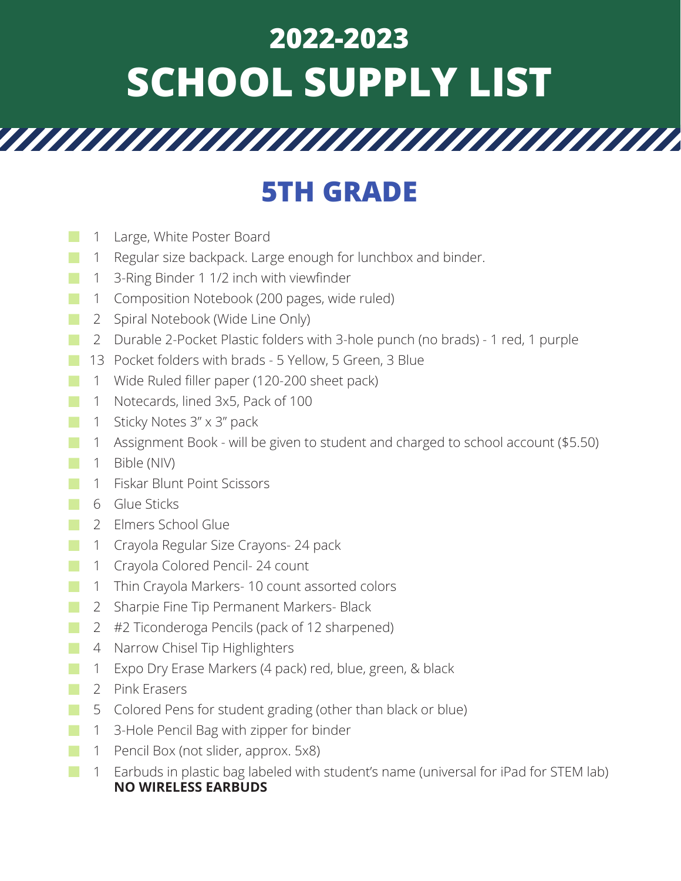# 2022-2023 SCHOOL SUPPLY LIST

## 5TH GRADE

- 1 Large, White Poster Board
- 1 Regular size backpack. Large enough for lunchbox and binder.
- 1 3-Ring Binder 1 1/2 inch with viewfinder
- 1 Composition Notebook (200 pages, wide ruled)
- 2 Spiral Notebook (Wide Line Only)
- 2 Durable 2-Pocket Plastic folders with 3-hole punch (no brads) - 1 red, 1 purple
- 13 Pocket folders with brads - 5 Yellow, 5 Green, 3 Blue
- 1 Wide Ruled filler paper (120-200 sheet pack)
- 1 Notecards, lined 3x5, Pack of 100
- 1 Sticky Notes 3" x 3" pack
- 1 Assignment Book - will be given to student and charged to school account ($5.50)
- 1 Bible (NIV)
- 1 Fiskar Blunt Point Scissors
- 6 Glue Sticks
- 2 Elmers School Glue
- 1 Crayola Regular Size Crayons- 24 pack
- 1 Crayola Colored Pencil- 24 count
- 1 Thin Crayola Markers- 10 count assorted colors
- 2 Sharpie Fine Tip Permanent Markers- Black
- 2 #2 Ticonderoga Pencils (pack of 12 sharpened)
- 4 Narrow Chisel Tip Highlighters
- 1 Expo Dry Erase Markers (4 pack) red, blue, green, & black
- 2 Pink Erasers
- 5 Colored Pens for student grading (other than black or blue)
- 1 3-Hole Pencil Bag with zipper for binder
- 1 Pencil Box (not slider, approx. 5x8)
- 1 Earbuds in plastic bag labeled with student's name (universal for iPad for STEM lab) **NO WIRELESS EARBUDS**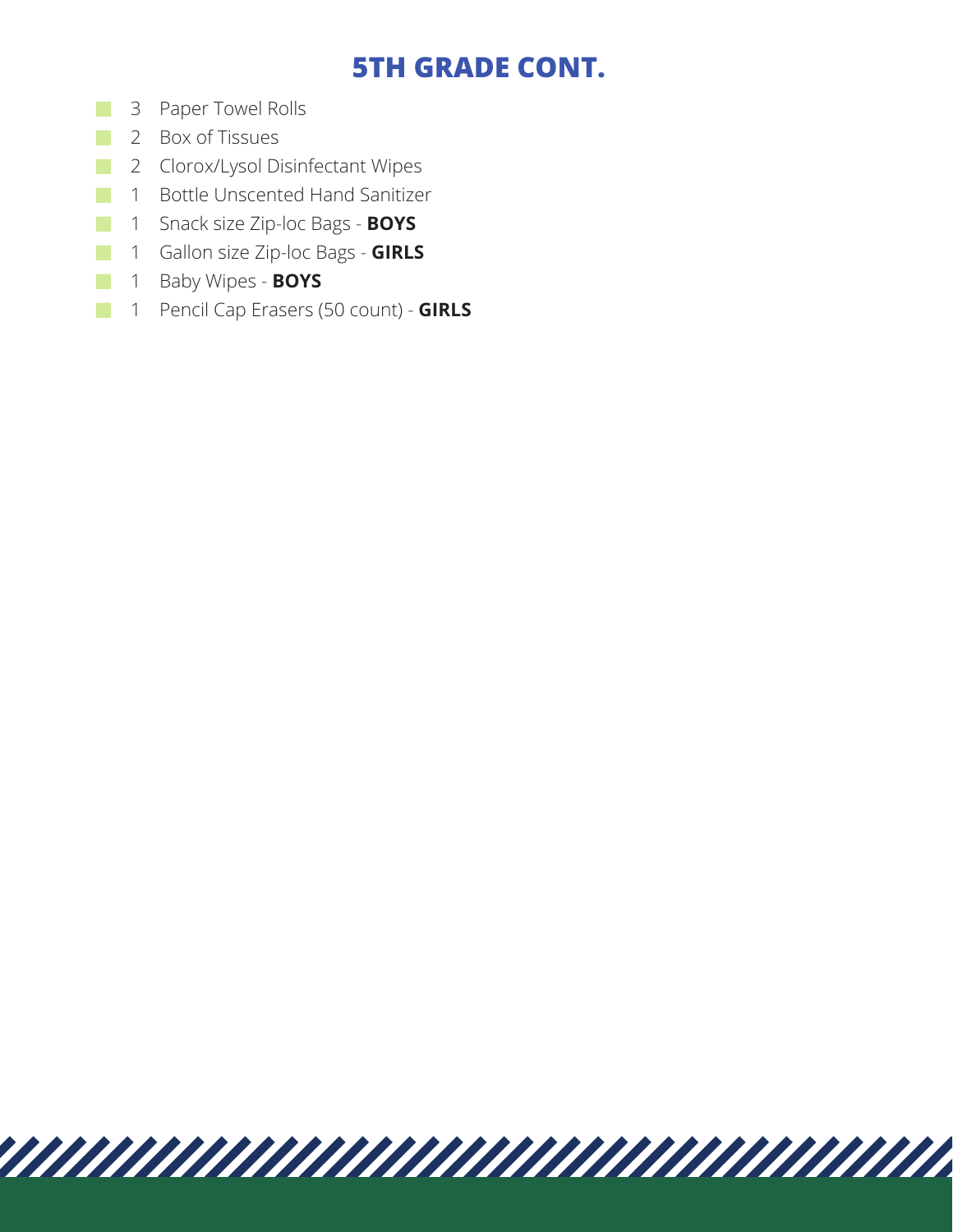## 5TH GRADE CONT.

- 3 Paper Towel Rolls
- 2 Box of Tissues
- 2 Clorox/Lysol Disinfectant Wipes
- 1 Bottle Unscented Hand Sanitizer
- 1 Snack size Zip-loc Bags - **BOYS**
- 1 Gallon size Zip-loc Bags - **GIRLS**
- 1 Baby Wipes - **BOYS**
- 1 Pencil Cap Erasers (50 count) - **GIRLS**